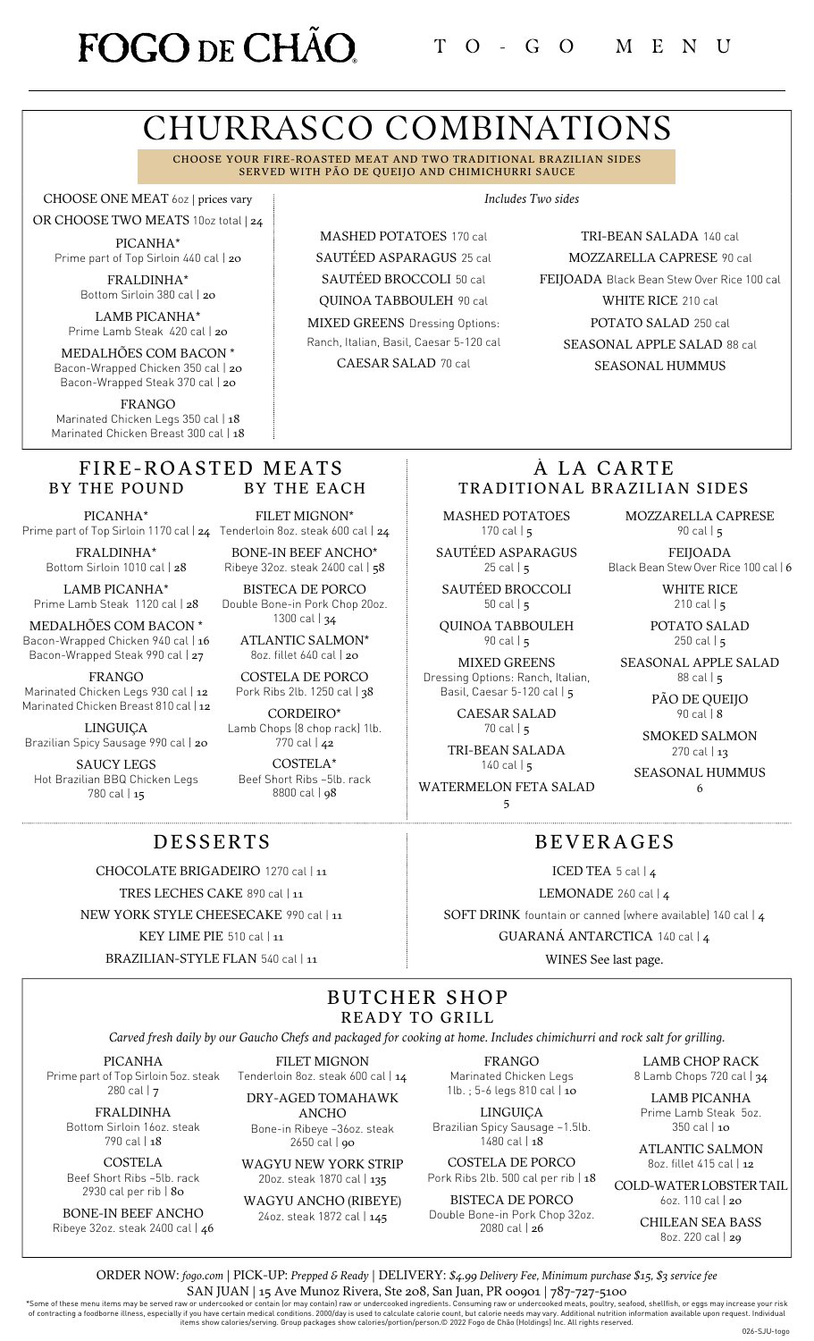# FOGO DE CHÃO — TO-GO MENU

## CHURRASCO COMBINATIONS

CHOOSE YOUR FIRE-ROASTED MEAT AND TWO TRADITIONAL BRAZILIAN SIDES
SERVED WITH PÃO DE QUEIJO AND CHIMICHURRI SAUCE

CHOOSE ONE MEAT 6oz | prices vary

OR CHOOSE TWO MEATS 10oz total | 24

PICANHA*
Prime part of Top Sirloin 440 cal | 20

FRALDINHA*
Bottom Sirloin 380 cal | 20

LAMB PICANHA*
Prime Lamb Steak 420 cal | 20

MEDALHÕES COM BACON *
Bacon-Wrapped Chicken 350 cal | 20
Bacon-Wrapped Steak 370 cal | 20

FRANGO
Marinated Chicken Legs 350 cal | 18
Marinated Chicken Breast 300 cal | 18

*Includes Two sides*

- MASHED POTATOES 170 cal
- SAUTÉED ASPARAGUS 25 cal
- SAUTÉED BROCCOLI 50 cal
- QUINOA TABBOULEH 90 cal
- MIXED GREENS Dressing Options: Ranch, Italian, Basil, Caesar 5-120 cal
- CAESAR SALAD 70 cal
- TRI-BEAN SALADA 140 cal
- MOZZARELLA CAPRESE 90 cal
- FEIJOADA Black Bean Stew Over Rice 100 cal
- WHITE RICE 210 cal
- POTATO SALAD 250 cal
- SEASONAL APPLE SALAD 88 cal
- SEASONAL HUMMUS

## FIRE-ROASTED MEATS

### BY THE POUND

PICANHA*
Prime part of Top Sirloin 1170 cal | 24

FRALDINHA*
Bottom Sirloin 1010 cal | 28

LAMB PICANHA*
Prime Lamb Steak 1120 cal | 28

MEDALHÕES COM BACON *
Bacon-Wrapped Chicken 940 cal | 16
Bacon-Wrapped Steak 990 cal | 27

FRANGO
Marinated Chicken Legs 930 cal | 12
Marinated Chicken Breast 810 cal | 12

LINGUIÇA
Brazilian Spicy Sausage 990 cal | 20

SAUCY LEGS
Hot Brazilian BBQ Chicken Legs 780 cal | 15

### BY THE EACH

FILET MIGNON*
Tenderloin 8oz. steak 600 cal | 24

BONE-IN BEEF ANCHO*
Ribeye 32oz. steak 2400 cal | 58

BISTECA DE PORCO
Double Bone-in Pork Chop 20oz. 1300 cal | 34

ATLANTIC SALMON*
8oz. fillet 640 cal | 20

COSTELA DE PORCO
Pork Ribs 2lb. 1250 cal | 38

CORDEIRO*
Lamb Chops (8 chop rack) 1lb. 770 cal | 42

COSTELA*
Beef Short Ribs ~5lb. rack 8800 cal | 98

## À LA CARTE
### TRADITIONAL BRAZILIAN SIDES

MASHED POTATOES
170 cal | 5

SAUTÉED ASPARAGUS
25 cal | 5

SAUTÉED BROCCOLI
50 cal | 5

QUINOA TABBOULEH
90 cal | 5

MIXED GREENS
Dressing Options: Ranch, Italian, Basil, Caesar 5-120 cal | 5

CAESAR SALAD
70 cal | 5

TRI-BEAN SALADA
140 cal | 5

WATERMELON FETA SALAD
5

MOZZARELLA CAPRESE
90 cal | 5

FEIJOADA
Black Bean Stew Over Rice 100 cal | 6

WHITE RICE
210 cal | 5

POTATO SALAD
250 cal | 5

SEASONAL APPLE SALAD
88 cal | 5

PÃO DE QUEIJO
90 cal | 8

SMOKED SALMON
270 cal | 13

SEASONAL HUMMUS
6

## DESSERTS

- CHOCOLATE BRIGADEIRO 1270 cal | 11
- TRES LECHES CAKE 890 cal | 11
- NEW YORK STYLE CHEESECAKE 990 cal | 11
- KEY LIME PIE 510 cal | 11
- BRAZILIAN-STYLE FLAN 540 cal | 11

## BEVERAGES

- ICED TEA 5 cal | 4
- LEMONADE 260 cal | 4
- SOFT DRINK fountain or canned (where available) 140 cal | 4
- GUARANÁ ANTARCTICA 140 cal | 4
- WINES See last page.

## BUTCHER SHOP
### READY TO GRILL

*Carved fresh daily by our Gaucho Chefs and packaged for cooking at home. Includes chimichurri and rock salt for grilling.*

PICANHA
Prime part of Top Sirloin 5oz. steak 280 cal | 7

FRALDINHA
Bottom Sirloin 16oz. steak 790 cal | 18

COSTELA
Beef Short Ribs ~5lb. rack 2930 cal per rib | 80

BONE-IN BEEF ANCHO
Ribeye 32oz. steak 2400 cal | 46

FILET MIGNON
Tenderloin 8oz. steak 600 cal | 14

DRY-AGED TOMAHAWK ANCHO
Bone-in Ribeye ~36oz. steak 2650 cal | 90

WAGYU NEW YORK STRIP
20oz. steak 1870 cal | 135

WAGYU ANCHO (RIBEYE)
24oz. steak 1872 cal | 145

FRANGO
Marinated Chicken Legs 1lb. ; 5-6 legs 810 cal | 10

LINGUIÇA
Brazilian Spicy Sausage ~1.5lb. 1480 cal | 18

COSTELA DE PORCO
Pork Ribs 2lb. 500 cal per rib | 18

BISTECA DE PORCO
Double Bone-in Pork Chop 32oz. 2080 cal | 26

LAMB CHOP RACK
8 Lamb Chops 720 cal | 34

LAMB PICANHA
Prime Lamb Steak 5oz. 350 cal | 10

ATLANTIC SALMON
8oz. fillet 415 cal | 12

COLD-WATER LOBSTER TAIL
6oz. 110 cal | 20

CHILEAN SEA BASS
8oz. 220 cal | 29

ORDER NOW: *fogo.com* | PICK-UP: *Prepped & Ready* | DELIVERY: *$4.99 Delivery Fee, Minimum purchase $15, $3 service fee*

SAN JUAN | 15 Ave Munoz Rivera, Ste 208, San Juan, PR 00901 | 787-727-5100

*Some of these menu items may be served raw or undercooked or contain (or may contain) raw or undercooked ingredients. Consuming raw or undercooked meats, poultry, seafood, shellfish, or eggs may increase your risk of contracting a foodborne illness, especially if you have certain medical conditions. 2000/day is used to calculate calorie count, but calorie needs may vary. Additional nutrition information available upon request. Individual items show calories/serving. Group packages show calories/portion/person.© 2022 Fogo de Chão (Holdings) Inc. All rights reserved.

026-SJU-togo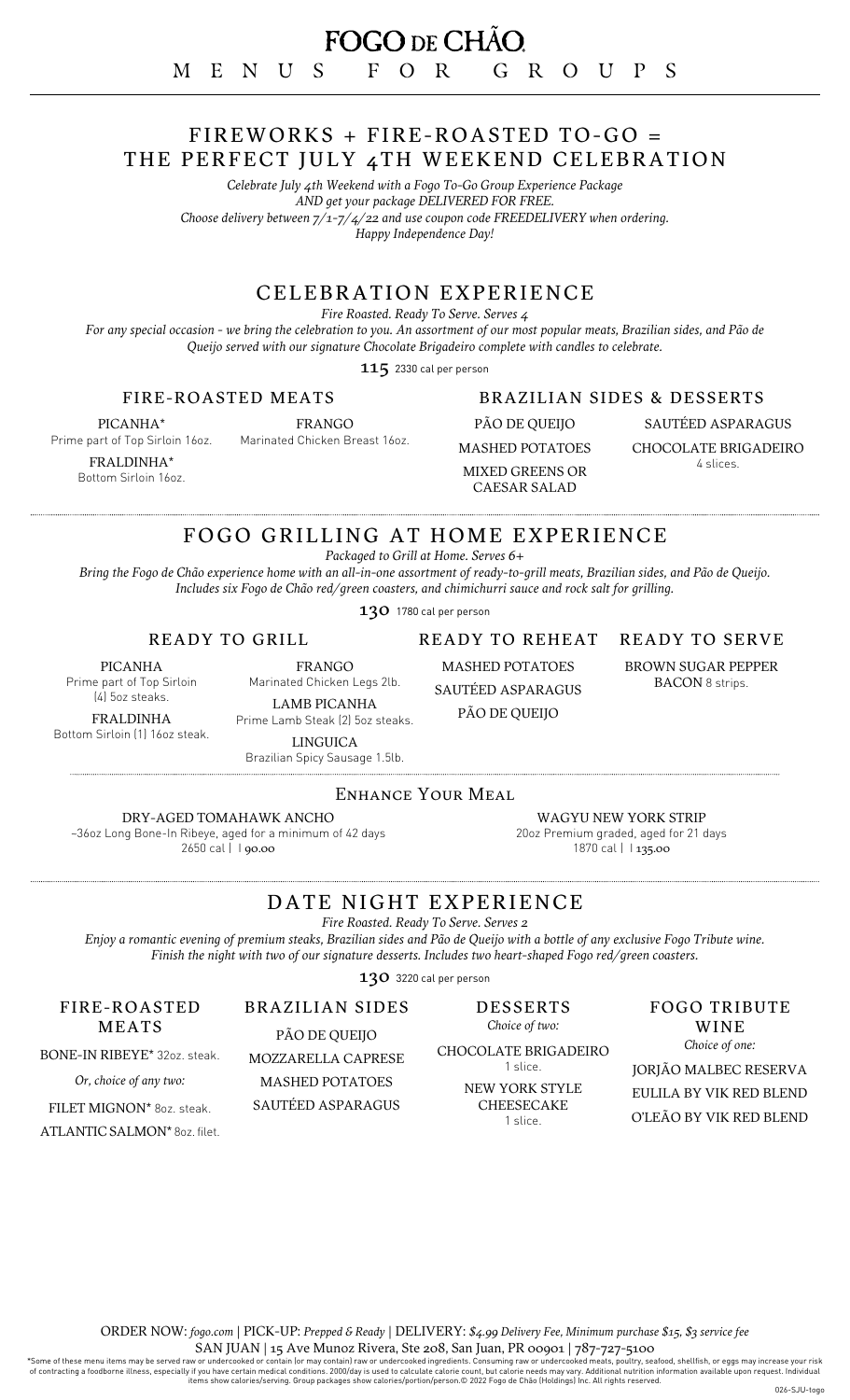# FOGO DE CHÃO

## MENUS FOR GROUPS

## FIREWORKS + FIRE-ROASTED TO-GO = THE PERFECT JULY 4TH WEEKEND CELEBRATION

*Celebrate July 4th Weekend with a Fogo To-Go Group Experience Package*
*AND get your package DELIVERED FOR FREE.*
*Choose delivery between 7/1-7/4/22 and use coupon code FREEDELIVERY when ordering.*
*Happy Independence Day!*

## CELEBRATION EXPERIENCE

*Fire Roasted. Ready To Serve. Serves 4*

*For any special occasion - we bring the celebration to you. An assortment of our most popular meats, Brazilian sides, and Pão de Queijo served with our signature Chocolate Brigadeiro complete with candles to celebrate.*

**115** 2330 cal per person

### FIRE-ROASTED MEATS

PICANHA*
Prime part of Top Sirloin 16oz.

FRALDINHA*
Bottom Sirloin 16oz.

FRANGO
Marinated Chicken Breast 16oz.

### BRAZILIAN SIDES & DESSERTS

PÃO DE QUEIJO

MASHED POTATOES

MIXED GREENS OR CAESAR SALAD

SAUTÉED ASPARAGUS

CHOCOLATE BRIGADEIRO
4 slices.

## FOGO GRILLING AT HOME EXPERIENCE

*Packaged to Grill at Home. Serves 6+*

*Bring the Fogo de Chão experience home with an all-in-one assortment of ready-to-grill meats, Brazilian sides, and Pão de Queijo. Includes six Fogo de Chão red/green coasters, and chimichurri sauce and rock salt for grilling.*

**130** 1780 cal per person

### READY TO GRILL

PICANHA
Prime part of Top Sirloin (4) 5oz steaks.

FRALDINHA
Bottom Sirloin (1) 16oz steak.

FRANGO
Marinated Chicken Legs 2lb.

LAMB PICANHA
Prime Lamb Steak (2) 5oz steaks.

LINGUICA
Brazilian Spicy Sausage 1.5lb.

### READY TO REHEAT

MASHED POTATOES

SAUTÉED ASPARAGUS

PÃO DE QUEIJO

### READY TO SERVE

BROWN SUGAR PEPPER BACON 8 strips.

### Enhance Your Meal

DRY-AGED TOMAHAWK ANCHO
~36oz Long Bone-In Ribeye, aged for a minimum of 42 days
2650 cal | 90.00

WAGYU NEW YORK STRIP
20oz Premium graded, aged for 21 days
1870 cal | 135.00

## DATE NIGHT EXPERIENCE

*Fire Roasted. Ready To Serve. Serves 2*

*Enjoy a romantic evening of premium steaks, Brazilian sides and Pão de Queijo with a bottle of any exclusive Fogo Tribute wine. Finish the night with two of our signature desserts. Includes two heart-shaped Fogo red/green coasters.*

**130** 3220 cal per person

### FIRE-ROASTED MEATS

BONE-IN RIBEYE* 32oz. steak.

*Or, choice of any two:*

FILET MIGNON* 8oz. steak.

ATLANTIC SALMON* 8oz. filet.

### BRAZILIAN SIDES

PÃO DE QUEIJO

MOZZARELLA CAPRESE

MASHED POTATOES

SAUTÉED ASPARAGUS

### DESSERTS

*Choice of two:*

CHOCOLATE BRIGADEIRO
1 slice.

NEW YORK STYLE CHEESECAKE
1 slice.

### FOGO TRIBUTE WINE

*Choice of one:*

JORJÃO MALBEC RESERVA

EULILA BY VIK RED BLEND

O'LEÃO BY VIK RED BLEND

ORDER NOW: *fogo.com* | PICK-UP: *Prepped & Ready* | DELIVERY: *$4.99 Delivery Fee, Minimum purchase $15, $3 service fee*

SAN JUAN | 15 Ave Munoz Rivera, Ste 208, San Juan, PR 00901 | 787-727-5100

*Some of these menu items may be served raw or undercooked or contain (or may contain) raw or undercooked ingredients. Consuming raw or undercooked meats, poultry, seafood, shellfish, or eggs may increase your risk of contracting a foodborne illness, especially if you have certain medical conditions. 2000/day is used to calculate calorie count, but calorie needs may vary. Additional nutrition information available upon request. Individual items show calories/serving. Group packages show calories/portion/person.© 2022 Fogo de Chão (Holdings) Inc. All rights reserved.

026-SJU-togo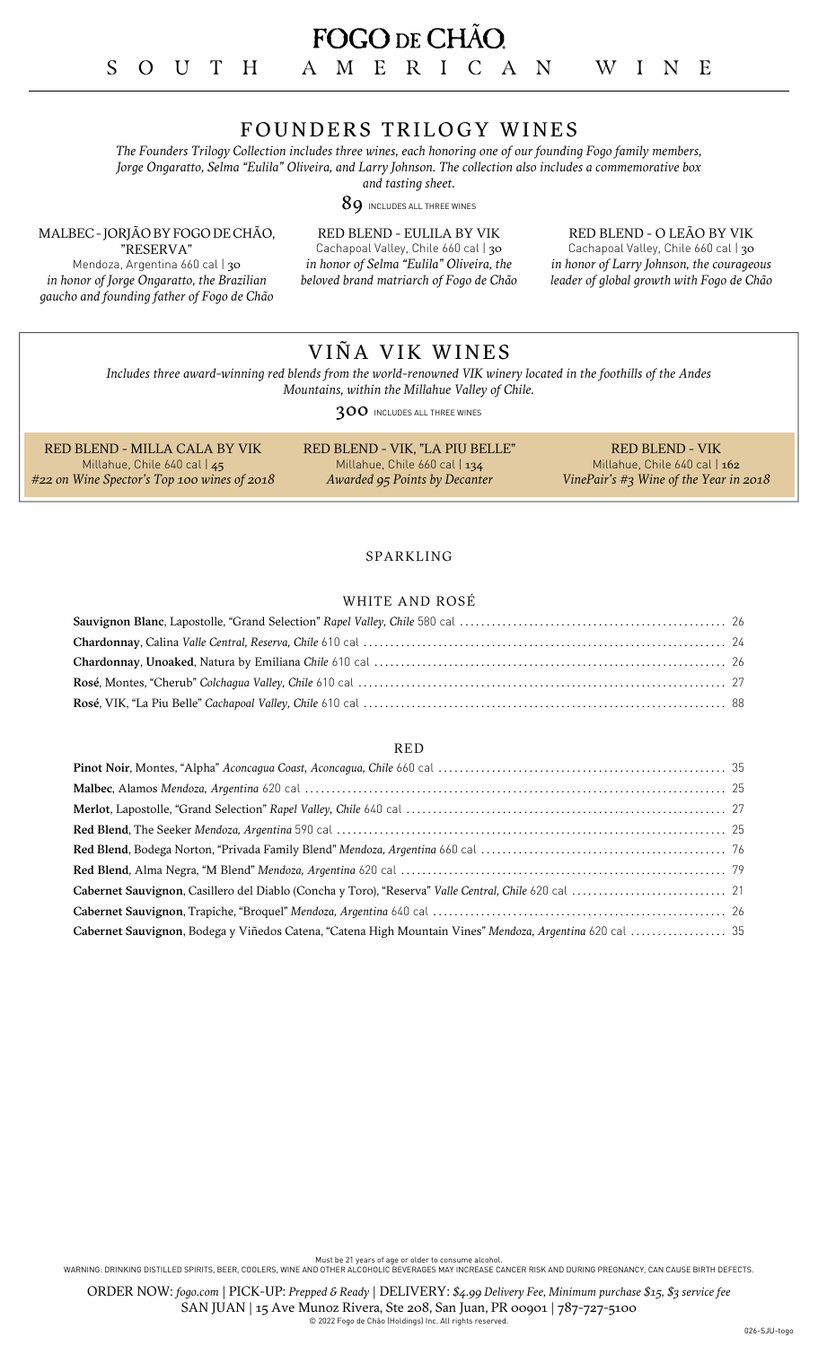# FOGO DE CHÃO

## SOUTH AMERICAN WINE

## FOUNDERS TRILOGY WINES

*The Founders Trilogy Collection includes three wines, each honoring one of our founding Fogo family members, Jorge Ongaratto, Selma "Eulila" Oliveira, and Larry Johnson. The collection also includes a commemorative box and tasting sheet.*

**89** INCLUDES ALL THREE WINES

MALBEC - JORJÃO BY FOGO DE CHÃO, "RESERVA"
Mendoza, Argentina 660 cal | 30
*in honor of Jorge Ongaratto, the Brazilian gaucho and founding father of Fogo de Chão*

RED BLEND - EULILA BY VIK
Cachapoal Valley, Chile 660 cal | 30
*in honor of Selma "Eulila" Oliveira, the beloved brand matriarch of Fogo de Chão*

RED BLEND - O LEÃO BY VIK
Cachapoal Valley, Chile 660 cal | 30
*in honor of Larry Johnson, the courageous leader of global growth with Fogo de Chão*

## VIÑA VIK WINES

*Includes three award-winning red blends from the world-renowned VIK winery located in the foothills of the Andes Mountains, within the Millahue Valley of Chile.*

**300** INCLUDES ALL THREE WINES

RED BLEND - MILLA CALA BY VIK
Millahue, Chile 640 cal | 45
*#22 on Wine Spector's Top 100 wines of 2018*

RED BLEND - VIK, "LA PIU BELLE"
Millahue, Chile 660 cal | 134
*Awarded 95 Points by Decanter*

RED BLEND - VIK
Millahue, Chile 640 cal | 162
*VinePair's #3 Wine of the Year in 2018*

### SPARKLING

### WHITE AND ROSÉ

**Sauvignon Blanc**, Lapostolle, "Grand Selection" *Rapel Valley, Chile* 580 cal ..... 26
**Chardonnay**, Calina *Valle Central, Reserva, Chile* 610 cal ..... 24
**Chardonnay, Unoaked**, Natura by Emiliana *Chile* 610 cal ..... 26
**Rosé**, Montes, "Cherub" *Colchagua Valley, Chile* 610 cal ..... 27
**Rosé**, VIK, "La Piu Belle" *Cachapoal Valley, Chile* 610 cal ..... 88

### RED

**Pinot Noir**, Montes, "Alpha" *Aconcagua Coast, Aconcagua, Chile* 660 cal ..... 35
**Malbec**, Alamos *Mendoza, Argentina* 620 cal ..... 25
**Merlot**, Lapostolle, "Grand Selection" *Rapel Valley, Chile* 640 cal ..... 27
**Red Blend**, The Seeker *Mendoza, Argentina* 590 cal ..... 25
**Red Blend**, Bodega Norton, "Privada Family Blend" *Mendoza, Argentina* 660 cal ..... 76
**Red Blend**, Alma Negra, "M Blend" *Mendoza, Argentina* 620 cal ..... 79
**Cabernet Sauvignon**, Casillero del Diablo (Concha y Toro), "Reserva" *Valle Central, Chile* 620 cal ..... 21
**Cabernet Sauvignon**, Trapiche, "Broquel" *Mendoza, Argentina* 640 cal ..... 26
**Cabernet Sauvignon**, Bodega y Viñedos Catena, "Catena High Mountain Vines" *Mendoza, Argentina* 620 cal ..... 35

Must be 21 years of age or older to consume alcohol.
WARNING: DRINKING DISTILLED SPIRITS, BEER, COOLERS, WINE AND OTHER ALCOHOLIC BEVERAGES MAY INCREASE CANCER RISK AND DURING PREGNANCY, CAN CAUSE BIRTH DEFECTS.

ORDER NOW: *fogo.com* | PICK-UP: *Prepped & Ready* | DELIVERY: *$4.99 Delivery Fee, Minimum purchase $15, $3 service fee*
SAN JUAN | 15 Ave Munoz Rivera, Ste 208, San Juan, PR 00901 | 787-727-5100
© 2022 Fogo de Chão (Holdings) Inc. All rights reserved.

026-SJU-togo